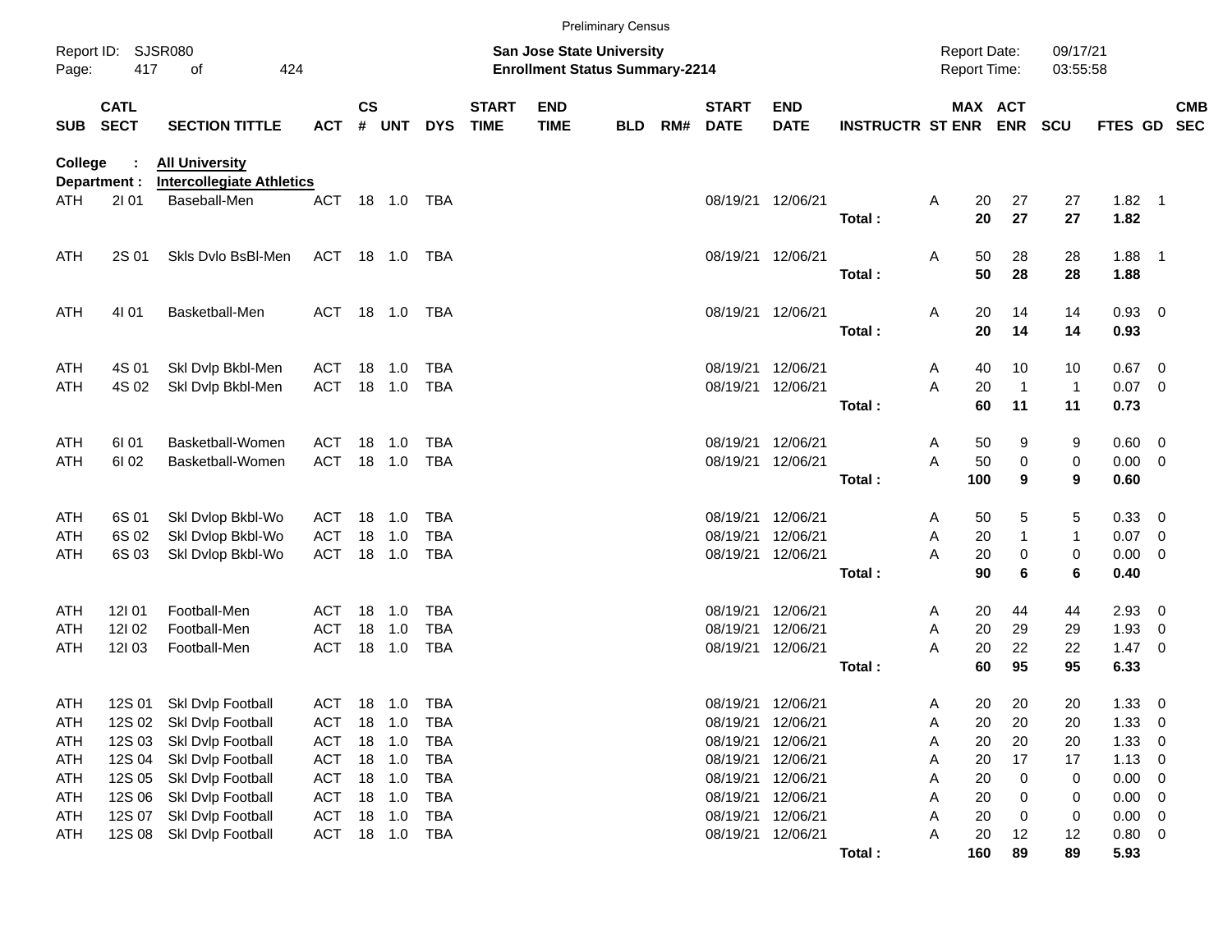Preliminary Census

Report ID: SJSR080

**San Jose State University**
**Enrollment Status Summary-2214**

Report Date: 09/17/21
Report Time: 03:55:58

**College : All University**
**Department : Intercollegiate Athletics**

| SUB | CATL SECT | SECTION TITTLE | ACT | CS # | UNT | DYS | START TIME | END TIME | BLD | RM# | START DATE | END DATE | INSTRUCTR | ST | MAX ENR | ACT ENR | SCU | FTES | GD | CMB SEC |
|---|---|---|---|---|---|---|---|---|---|---|---|---|---|---|---|---|---|---|---|---|
| ATH | 2I 01 | Baseball-Men | ACT | 18 | 1.0 | TBA | | | | | 08/19/21 | 12/06/21 | | A | 20 | 27 | 27 | 1.82 | 1 | |
| | | | | | | | | | | | | | **Total :** | | **20** | **27** | **27** | **1.82** | | |
| ATH | 2S 01 | Skls Dvlo BsBl-Men | ACT | 18 | 1.0 | TBA | | | | | 08/19/21 | 12/06/21 | | A | 50 | 28 | 28 | 1.88 | 1 | |
| | | | | | | | | | | | | | **Total :** | | **50** | **28** | **28** | **1.88** | | |
| ATH | 4I 01 | Basketball-Men | ACT | 18 | 1.0 | TBA | | | | | 08/19/21 | 12/06/21 | | A | 20 | 14 | 14 | 0.93 | 0 | |
| | | | | | | | | | | | | | **Total :** | | **20** | **14** | **14** | **0.93** | | |
| ATH | 4S 01 | Skl Dvlp Bkbl-Men | ACT | 18 | 1.0 | TBA | | | | | 08/19/21 | 12/06/21 | | A | 40 | 10 | 10 | 0.67 | 0 | |
| ATH | 4S 02 | Skl Dvlp Bkbl-Men | ACT | 18 | 1.0 | TBA | | | | | 08/19/21 | 12/06/21 | | A | 20 | 1 | 1 | 0.07 | 0 | |
| | | | | | | | | | | | | | **Total :** | | **60** | **11** | **11** | **0.73** | | |
| ATH | 6I 01 | Basketball-Women | ACT | 18 | 1.0 | TBA | | | | | 08/19/21 | 12/06/21 | | A | 50 | 9 | 9 | 0.60 | 0 | |
| ATH | 6I 02 | Basketball-Women | ACT | 18 | 1.0 | TBA | | | | | 08/19/21 | 12/06/21 | | A | 50 | 0 | 0 | 0.00 | 0 | |
| | | | | | | | | | | | | | **Total :** | | **100** | **9** | **9** | **0.60** | | |
| ATH | 6S 01 | Skl Dvlop Bkbl-Wo | ACT | 18 | 1.0 | TBA | | | | | 08/19/21 | 12/06/21 | | A | 50 | 5 | 5 | 0.33 | 0 | |
| ATH | 6S 02 | Skl Dvlop Bkbl-Wo | ACT | 18 | 1.0 | TBA | | | | | 08/19/21 | 12/06/21 | | A | 20 | 1 | 1 | 0.07 | 0 | |
| ATH | 6S 03 | Skl Dvlop Bkbl-Wo | ACT | 18 | 1.0 | TBA | | | | | 08/19/21 | 12/06/21 | | A | 20 | 0 | 0 | 0.00 | 0 | |
| | | | | | | | | | | | | | **Total :** | | **90** | **6** | **6** | **0.40** | | |
| ATH | 12I 01 | Football-Men | ACT | 18 | 1.0 | TBA | | | | | 08/19/21 | 12/06/21 | | A | 20 | 44 | 44 | 2.93 | 0 | |
| ATH | 12I 02 | Football-Men | ACT | 18 | 1.0 | TBA | | | | | 08/19/21 | 12/06/21 | | A | 20 | 29 | 29 | 1.93 | 0 | |
| ATH | 12I 03 | Football-Men | ACT | 18 | 1.0 | TBA | | | | | 08/19/21 | 12/06/21 | | A | 20 | 22 | 22 | 1.47 | 0 | |
| | | | | | | | | | | | | | **Total :** | | **60** | **95** | **95** | **6.33** | | |
| ATH | 12S 01 | Skl Dvlp Football | ACT | 18 | 1.0 | TBA | | | | | 08/19/21 | 12/06/21 | | A | 20 | 20 | 20 | 1.33 | 0 | |
| ATH | 12S 02 | Skl Dvlp Football | ACT | 18 | 1.0 | TBA | | | | | 08/19/21 | 12/06/21 | | A | 20 | 20 | 20 | 1.33 | 0 | |
| ATH | 12S 03 | Skl Dvlp Football | ACT | 18 | 1.0 | TBA | | | | | 08/19/21 | 12/06/21 | | A | 20 | 20 | 20 | 1.33 | 0 | |
| ATH | 12S 04 | Skl Dvlp Football | ACT | 18 | 1.0 | TBA | | | | | 08/19/21 | 12/06/21 | | A | 20 | 17 | 17 | 1.13 | 0 | |
| ATH | 12S 05 | Skl Dvlp Football | ACT | 18 | 1.0 | TBA | | | | | 08/19/21 | 12/06/21 | | A | 20 | 0 | 0 | 0.00 | 0 | |
| ATH | 12S 06 | Skl Dvlp Football | ACT | 18 | 1.0 | TBA | | | | | 08/19/21 | 12/06/21 | | A | 20 | 0 | 0 | 0.00 | 0 | |
| ATH | 12S 07 | Skl Dvlp Football | ACT | 18 | 1.0 | TBA | | | | | 08/19/21 | 12/06/21 | | A | 20 | 0 | 0 | 0.00 | 0 | |
| ATH | 12S 08 | Skl Dvlp Football | ACT | 18 | 1.0 | TBA | | | | | 08/19/21 | 12/06/21 | | A | 20 | 12 | 12 | 0.80 | 0 | |
| | | | | | | | | | | | | | **Total :** | | **160** | **89** | **89** | **5.93** | | |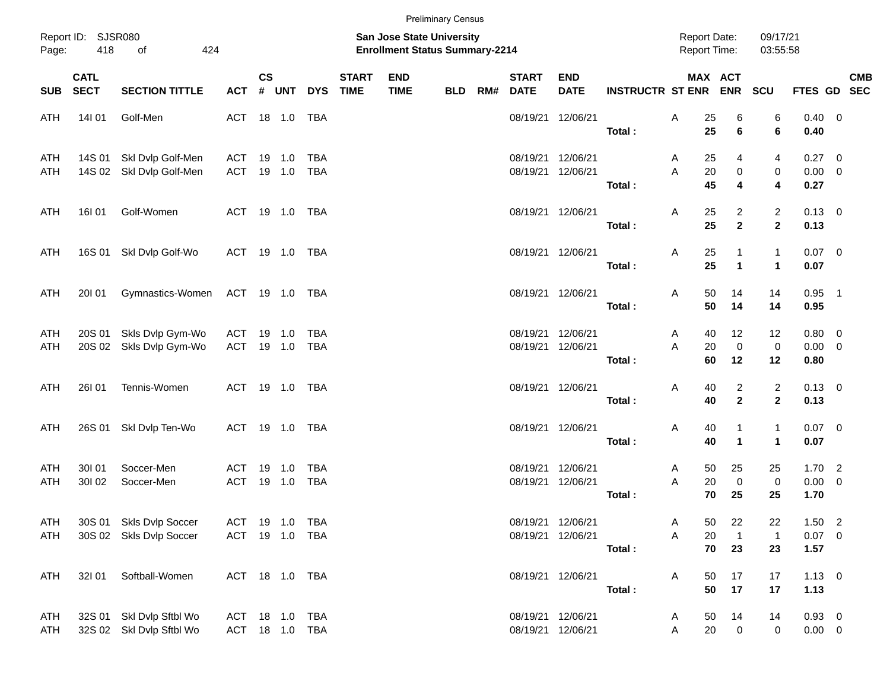Preliminary Census

Report ID: SJSR080

**San Jose State University**
**Enrollment Status Summary-2214**

Report Date: 09/17/21
Report Time: 03:55:58

| SUB | CATL SECT | SECTION TITTLE | ACT | CS # | UNT | DYS | START TIME | END TIME | BLD | RM# | START DATE | END DATE | INSTRUCTR | ST | MAX ENR | ACT ENR | SCU | FTES | GD | CMB SEC |
|---|---|---|---|---|---|---|---|---|---|---|---|---|---|---|---|---|---|---|---|---|
| ATH | 14I 01 | Golf-Men | ACT | 18 | 1.0 | TBA | | | | | 08/19/21 | 12/06/21 | | A | 25 | 6 | 6 | 0.40 | 0 | |
| | | | | | | | | | | | | | **Total :** | | **25** | **6** | **6** | **0.40** | | |
| ATH | 14S 01 | Skl Dvlp Golf-Men | ACT | 19 | 1.0 | TBA | | | | | 08/19/21 | 12/06/21 | | A | 25 | 4 | 4 | 0.27 | 0 | |
| ATH | 14S 02 | Skl Dvlp Golf-Men | ACT | 19 | 1.0 | TBA | | | | | 08/19/21 | 12/06/21 | | A | 20 | 0 | 0 | 0.00 | 0 | |
| | | | | | | | | | | | | | **Total :** | | **45** | **4** | **4** | **0.27** | | |
| ATH | 16I 01 | Golf-Women | ACT | 19 | 1.0 | TBA | | | | | 08/19/21 | 12/06/21 | | A | 25 | 2 | 2 | 0.13 | 0 | |
| | | | | | | | | | | | | | **Total :** | | **25** | **2** | **2** | **0.13** | | |
| ATH | 16S 01 | Skl Dvlp Golf-Wo | ACT | 19 | 1.0 | TBA | | | | | 08/19/21 | 12/06/21 | | A | 25 | 1 | 1 | 0.07 | 0 | |
| | | | | | | | | | | | | | **Total :** | | **25** | **1** | **1** | **0.07** | | |
| ATH | 20I 01 | Gymnastics-Women | ACT | 19 | 1.0 | TBA | | | | | 08/19/21 | 12/06/21 | | A | 50 | 14 | 14 | 0.95 | 1 | |
| | | | | | | | | | | | | | **Total :** | | **50** | **14** | **14** | **0.95** | | |
| ATH | 20S 01 | Skls Dvlp Gym-Wo | ACT | 19 | 1.0 | TBA | | | | | 08/19/21 | 12/06/21 | | A | 40 | 12 | 12 | 0.80 | 0 | |
| ATH | 20S 02 | Skls Dvlp Gym-Wo | ACT | 19 | 1.0 | TBA | | | | | 08/19/21 | 12/06/21 | | A | 20 | 0 | 0 | 0.00 | 0 | |
| | | | | | | | | | | | | | **Total :** | | **60** | **12** | **12** | **0.80** | | |
| ATH | 26I 01 | Tennis-Women | ACT | 19 | 1.0 | TBA | | | | | 08/19/21 | 12/06/21 | | A | 40 | 2 | 2 | 0.13 | 0 | |
| | | | | | | | | | | | | | **Total :** | | **40** | **2** | **2** | **0.13** | | |
| ATH | 26S 01 | Skl Dvlp Ten-Wo | ACT | 19 | 1.0 | TBA | | | | | 08/19/21 | 12/06/21 | | A | 40 | 1 | 1 | 0.07 | 0 | |
| | | | | | | | | | | | | | **Total :** | | **40** | **1** | **1** | **0.07** | | |
| ATH | 30I 01 | Soccer-Men | ACT | 19 | 1.0 | TBA | | | | | 08/19/21 | 12/06/21 | | A | 50 | 25 | 25 | 1.70 | 2 | |
| ATH | 30I 02 | Soccer-Men | ACT | 19 | 1.0 | TBA | | | | | 08/19/21 | 12/06/21 | | A | 20 | 0 | 0 | 0.00 | 0 | |
| | | | | | | | | | | | | | **Total :** | | **70** | **25** | **25** | **1.70** | | |
| ATH | 30S 01 | Skls Dvlp Soccer | ACT | 19 | 1.0 | TBA | | | | | 08/19/21 | 12/06/21 | | A | 50 | 22 | 22 | 1.50 | 2 | |
| ATH | 30S 02 | Skls Dvlp Soccer | ACT | 19 | 1.0 | TBA | | | | | 08/19/21 | 12/06/21 | | A | 20 | 1 | 1 | 0.07 | 0 | |
| | | | | | | | | | | | | | **Total :** | | **70** | **23** | **23** | **1.57** | | |
| ATH | 32I 01 | Softball-Women | ACT | 18 | 1.0 | TBA | | | | | 08/19/21 | 12/06/21 | | A | 50 | 17 | 17 | 1.13 | 0 | |
| | | | | | | | | | | | | | **Total :** | | **50** | **17** | **17** | **1.13** | | |
| ATH | 32S 01 | Skl Dvlp Sftbl Wo | ACT | 18 | 1.0 | TBA | | | | | 08/19/21 | 12/06/21 | | A | 50 | 14 | 14 | 0.93 | 0 | |
| ATH | 32S 02 | Skl Dvlp Sftbl Wo | ACT | 18 | 1.0 | TBA | | | | | 08/19/21 | 12/06/21 | | A | 20 | 0 | 0 | 0.00 | 0 | |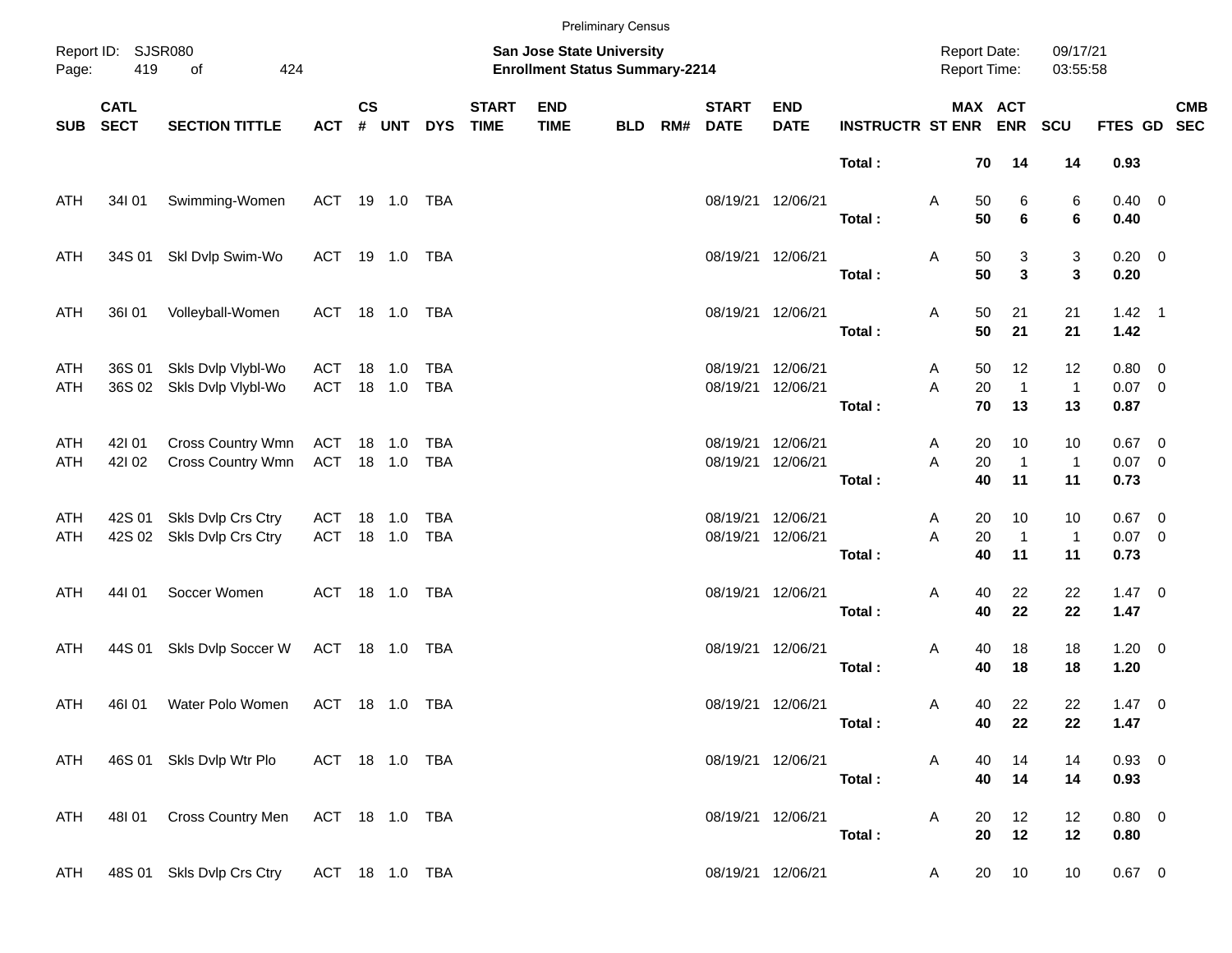Preliminary Census

Report ID: SJSR080

**San Jose State University**
**Enrollment Status Summary-2214**

Report Date: 09/17/21
Report Time: 03:55:58

| SUB | CATL SECT | SECTION TITTLE | ACT | CS # | UNT | DYS | START TIME | END TIME | BLD | RM# | START DATE | END DATE | INSTRUCTR | ST | MAX ENR | ACT ENR | SCU | FTES | GD | CMB SEC |
|---|---|---|---|---|---|---|---|---|---|---|---|---|---|---|---|---|---|---|---|---|
| | | | | | | | | | | | | | **Total :** | | **70** | **14** | **14** | **0.93** | | |
| ATH | 34I 01 | Swimming-Women | ACT | 19 | 1.0 | TBA | | | | | 08/19/21 | 12/06/21 | | A | 50 | 6 | 6 | 0.40 | 0 | |
| | | | | | | | | | | | | | **Total :** | | **50** | **6** | **6** | **0.40** | | |
| ATH | 34S 01 | Skl Dvlp Swim-Wo | ACT | 19 | 1.0 | TBA | | | | | 08/19/21 | 12/06/21 | | A | 50 | 3 | 3 | 0.20 | 0 | |
| | | | | | | | | | | | | | **Total :** | | **50** | **3** | **3** | **0.20** | | |
| ATH | 36I 01 | Volleyball-Women | ACT | 18 | 1.0 | TBA | | | | | 08/19/21 | 12/06/21 | | A | 50 | 21 | 21 | 1.42 | 1 | |
| | | | | | | | | | | | | | **Total :** | | **50** | **21** | **21** | **1.42** | | |
| ATH | 36S 01 | Skls Dvlp Vlybl-Wo | ACT | 18 | 1.0 | TBA | | | | | 08/19/21 | 12/06/21 | | A | 50 | 12 | 12 | 0.80 | 0 | |
| ATH | 36S 02 | Skls Dvlp Vlybl-Wo | ACT | 18 | 1.0 | TBA | | | | | 08/19/21 | 12/06/21 | | A | 20 | 1 | 1 | 0.07 | 0 | |
| | | | | | | | | | | | | | **Total :** | | **70** | **13** | **13** | **0.87** | | |
| ATH | 42I 01 | Cross Country Wmn | ACT | 18 | 1.0 | TBA | | | | | 08/19/21 | 12/06/21 | | A | 20 | 10 | 10 | 0.67 | 0 | |
| ATH | 42I 02 | Cross Country Wmn | ACT | 18 | 1.0 | TBA | | | | | 08/19/21 | 12/06/21 | | A | 20 | 1 | 1 | 0.07 | 0 | |
| | | | | | | | | | | | | | **Total :** | | **40** | **11** | **11** | **0.73** | | |
| ATH | 42S 01 | Skls Dvlp Crs Ctry | ACT | 18 | 1.0 | TBA | | | | | 08/19/21 | 12/06/21 | | A | 20 | 10 | 10 | 0.67 | 0 | |
| ATH | 42S 02 | Skls Dvlp Crs Ctry | ACT | 18 | 1.0 | TBA | | | | | 08/19/21 | 12/06/21 | | A | 20 | 1 | 1 | 0.07 | 0 | |
| | | | | | | | | | | | | | **Total :** | | **40** | **11** | **11** | **0.73** | | |
| ATH | 44I 01 | Soccer Women | ACT | 18 | 1.0 | TBA | | | | | 08/19/21 | 12/06/21 | | A | 40 | 22 | 22 | 1.47 | 0 | |
| | | | | | | | | | | | | | **Total :** | | **40** | **22** | **22** | **1.47** | | |
| ATH | 44S 01 | Skls Dvlp Soccer W | ACT | 18 | 1.0 | TBA | | | | | 08/19/21 | 12/06/21 | | A | 40 | 18 | 18 | 1.20 | 0 | |
| | | | | | | | | | | | | | **Total :** | | **40** | **18** | **18** | **1.20** | | |
| ATH | 46I 01 | Water Polo Women | ACT | 18 | 1.0 | TBA | | | | | 08/19/21 | 12/06/21 | | A | 40 | 22 | 22 | 1.47 | 0 | |
| | | | | | | | | | | | | | **Total :** | | **40** | **22** | **22** | **1.47** | | |
| ATH | 46S 01 | Skls Dvlp Wtr Plo | ACT | 18 | 1.0 | TBA | | | | | 08/19/21 | 12/06/21 | | A | 40 | 14 | 14 | 0.93 | 0 | |
| | | | | | | | | | | | | | **Total :** | | **40** | **14** | **14** | **0.93** | | |
| ATH | 48I 01 | Cross Country Men | ACT | 18 | 1.0 | TBA | | | | | 08/19/21 | 12/06/21 | | A | 20 | 12 | 12 | 0.80 | 0 | |
| | | | | | | | | | | | | | **Total :** | | **20** | **12** | **12** | **0.80** | | |
| ATH | 48S 01 | Skls Dvlp Crs Ctry | ACT | 18 | 1.0 | TBA | | | | | 08/19/21 | 12/06/21 | | A | 20 | 10 | 10 | 0.67 | 0 | |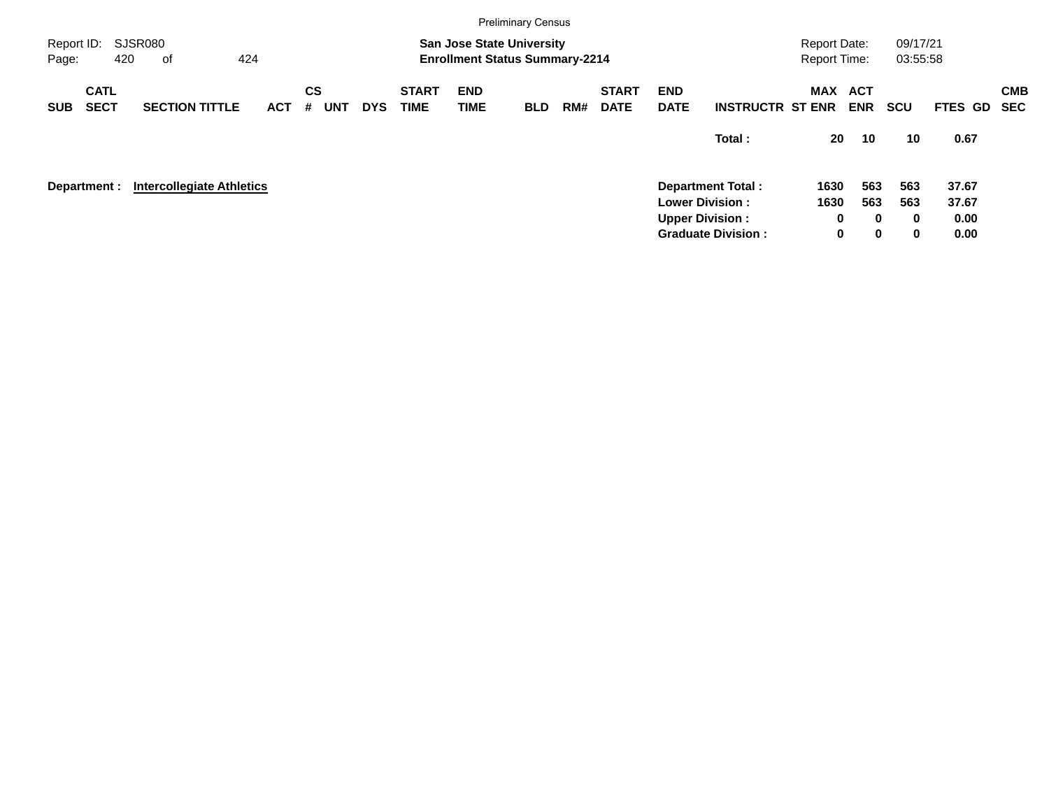Preliminary Census

Report ID: SJSR080

**San Jose State University**
**Enrollment Status Summary-2214**

Report Date: 09/17/21
Report Time: 03:55:58

| SUB | CATL SECT | SECTION TITTLE | ACT | CS # | UNT | DYS | START TIME | END TIME | BLD | RM# | START DATE | END DATE | INSTRUCTR | ST | MAX ENR | ACT ENR | SCU | FTES | GD | CMB SEC |
|---|---|---|---|---|---|---|---|---|---|---|---|---|---|---|---|---|---|---|---|---|
| | | | | | | | | | | | | | **Total :** | | **20** | **10** | **10** | **0.67** | | |

**Department :** **Intercollegiate Athletics**

| | MAX ENR | ACT ENR | SCU | FTES |
|---|---|---|---|---|
| **Department Total :** | **1630** | **563** | **563** | **37.67** |
| **Lower Division :** | **1630** | **563** | **563** | **37.67** |
| **Upper Division :** | **0** | **0** | **0** | **0.00** |
| **Graduate Division :** | **0** | **0** | **0** | **0.00** |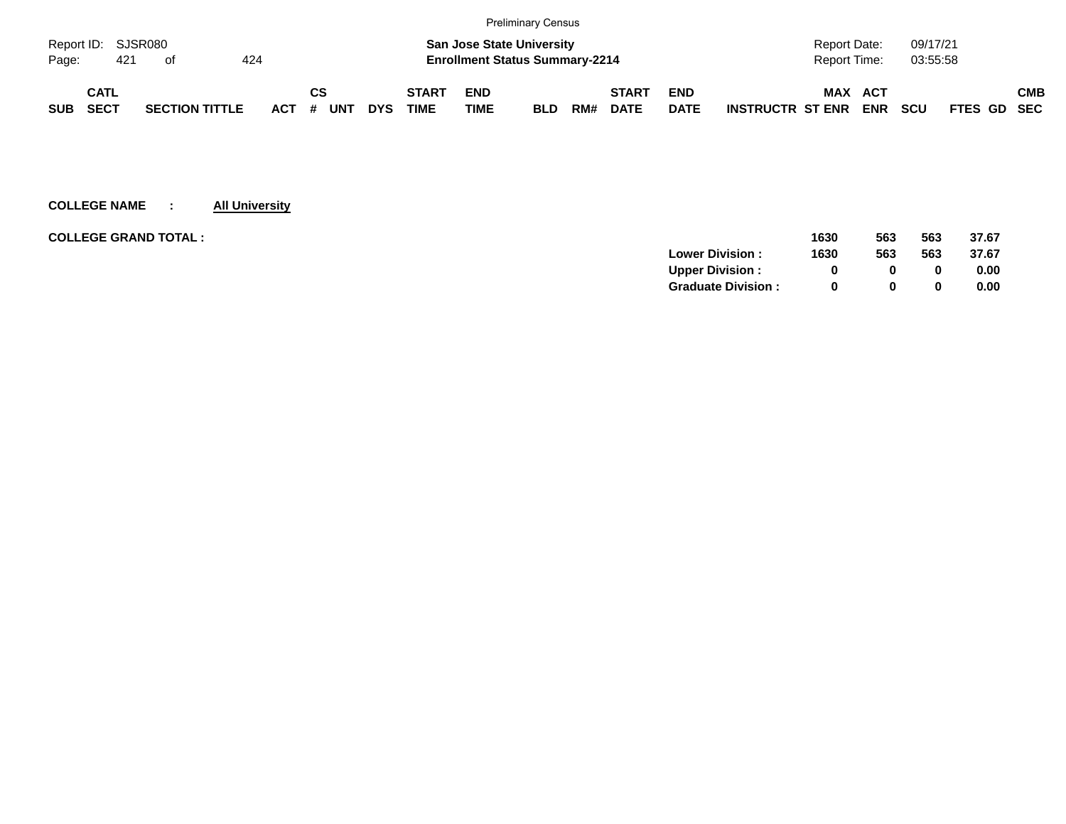Preliminary Census

Report ID: SJSR080

**San Jose State University**
**Enrollment Status Summary-2214**

Report Date: 09/17/21
Report Time: 03:55:58

| SUB | CATL SECT | SECTION TITTLE | ACT | CS # | UNT | DYS | START TIME | END TIME | BLD | RM# | START DATE | END DATE | INSTRUCTR | MAX ST ENR | ACT ENR | SCU | FTES | GD | CMB SEC |
|---|---|---|---|---|---|---|---|---|---|---|---|---|---|---|---|---|---|---|---|

**COLLEGE NAME : All University**

**COLLEGE GRAND TOTAL :**

| | MAX ST ENR | ACT ENR | SCU | FTES |
|---|---|---|---|---|
| **COLLEGE GRAND TOTAL :** | **1630** | **563** | **563** | **37.67** |
| **Lower Division :** | **1630** | **563** | **563** | **37.67** |
| **Upper Division :** | **0** | **0** | **0** | **0.00** |
| **Graduate Division :** | **0** | **0** | **0** | **0.00** |